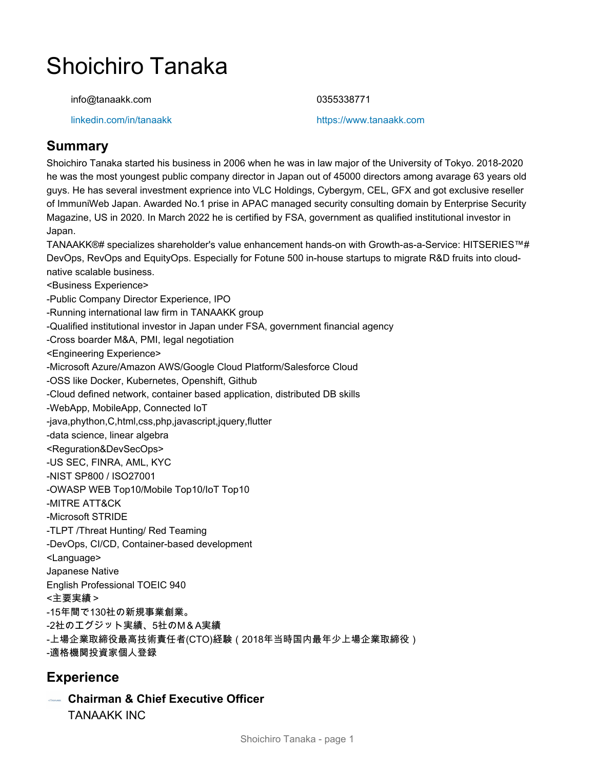# Shoichiro Tanaka

info@tanaakk.com

0355338771

[linkedin.com/in/tanaakk](https://linkedin.com/in/tanaakk)

[https://www.tanaakk.com](https://www.tanaakk.com)

## Summary

Shoichiro Tanaka started his business in 2006 when he was in law major of the University of Tokyo. 2018-2020 he was the most youngest public company director in Japan out of 45000 directors among avarage 63 years old guys. He has several investment exprience into VLC Holdings, Cybergym, CEL, GFX and got exclusive reseller of ImmuniWeb Japan. Awarded No.1 prise in APAC managed security consulting domain by Enterprise Security Magazine, US in 2020. In March 2022 he is certified by FSA, government as qualified institutional investor in Japan.

TANAAKK®# specializes shareholder's value enhancement hands-on with Growth-as-a-Service: HITSERIES™# DevOps, RevOps and EquityOps. Especially for Fotune 500 in-house startups to migrate R&D fruits into cloud-native scalable business.

<Business Experience>

-Public Company Director Experience, IPO

-Running international law firm in TANAAKK group

-Qualified institutional investor in Japan under FSA, government financial agency

-Cross boarder M&A, PMI, legal negotiation

<Engineering Experience>

-Microsoft Azure/Amazon AWS/Google Cloud Platform/Salesforce Cloud

-OSS like Docker, Kubernetes, Openshift, Github

-Cloud defined network, container based application, distributed DB skills

-WebApp, MobileApp, Connected IoT

-java,phython,C,html,css,php,javascript,jquery,flutter

-data science, linear algebra

<Reguration&DevSecOps>

-US SEC, FINRA, AML, KYC

-NIST SP800 / ISO27001

-OWASP WEB Top10/Mobile Top10/IoT Top10

-MITRE ATT&CK

-Microsoft STRIDE

-TLPT /Threat Hunting/ Red Teaming

-DevOps, CI/CD, Container-based development

<Language>

Japanese Native

English Professional TOEIC 940

<主要実績＞

-15年間で130社の新規事業創業。

-2社のエグジット実績、5社のM＆A実績

-上場企業取締役最高技術責任者(CTO)経験（2018年当時国内最年少上場企業取締役）

-適格機関投資家個人登録

## Experience

### Chairman & Chief Executive Officer

TANAAKK INC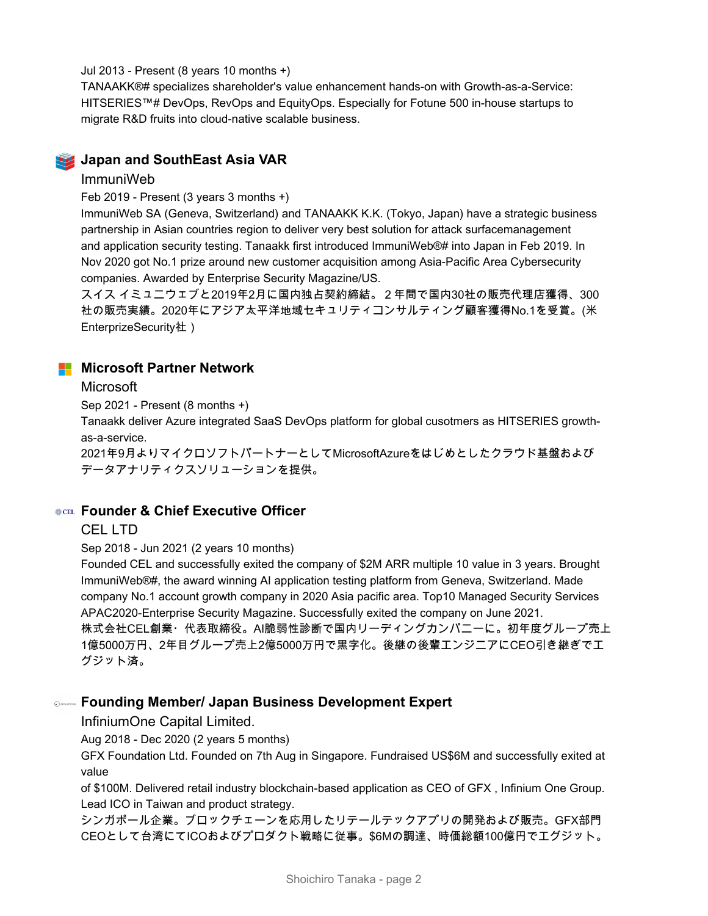Jul 2013 - Present (8 years 10 months +)

TANAAKK®# specializes shareholder's value enhancement hands-on with Growth-as-a-Service: HITSERIES™# DevOps, RevOps and EquityOps. Especially for Fotune 500 in-house startups to migrate R&D fruits into cloud-native scalable business.

### Japan and SouthEast Asia VAR

ImmuniWeb

Feb 2019 - Present (3 years 3 months +)

ImmuniWeb SA (Geneva, Switzerland) and TANAAKK K.K. (Tokyo, Japan) have a strategic business partnership in Asian countries region to deliver very best solution for attack surfacemanagement and application security testing. Tanaakk first introduced ImmuniWeb®# into Japan in Feb 2019. In Nov 2020 got No.1 prize around new customer acquisition among Asia-Pacific Area Cybersecurity companies. Awarded by Enterprise Security Magazine/US.

スイス イミュニウェブと2019年2月に国内独占契約締結。２年間で国内30社の販売代理店獲得、300社の販売実績。2020年にアジア太平洋地域セキュリティコンサルティング顧客獲得No.1を受賞。(米EnterprizeSecurity社 )

### Microsoft Partner Network

Microsoft

Sep 2021 - Present (8 months +)

Tanaakk deliver Azure integrated SaaS DevOps platform for global cusotmers as HITSERIES growth-as-a-service.

2021年9月よりマイクロソフトパートナーとしてMicrosoftAzureをはじめとしたクラウド基盤およびデータアナリティクスソリューションを提供。

### Founder & Chief Executive Officer

CEL LTD

Sep 2018 - Jun 2021 (2 years 10 months)

Founded CEL and successfully exited the company of $2M ARR multiple 10 value in 3 years. Brought ImmuniWeb®#, the award winning AI application testing platform from Geneva, Switzerland. Made company No.1 account growth company in 2020 Asia pacific area. Top10 Managed Security Services APAC2020-Enterprise Security Magazine. Successfully exited the company on June 2021.

株式会社CEL創業・代表取締役。AI脆弱性診断で国内リーディングカンパニーに。初年度グループ売上1億5000万円、2年目グループ売上2億5000万円で黒字化。後継の後輩エンジニアにCEO引き継ぎでエグジット済。

### Founding Member/ Japan Business Development Expert

InfiniumOne Capital Limited.

Aug 2018 - Dec 2020 (2 years 5 months)

GFX Foundation Ltd. Founded on 7th Aug in Singapore. Fundraised US$6M and successfully exited at value
of $100M. Delivered retail industry blockchain-based application as CEO of GFX , Infinium One Group. Lead ICO in Taiwan and product strategy.

シンガポール企業。ブロックチェーンを応用したリテールテックアプリの開発および販売。GFX部門CEOとして台湾にてICOおよびプロダクト戦略に従事。$6Mの調達、時価総額100億円でエグジット。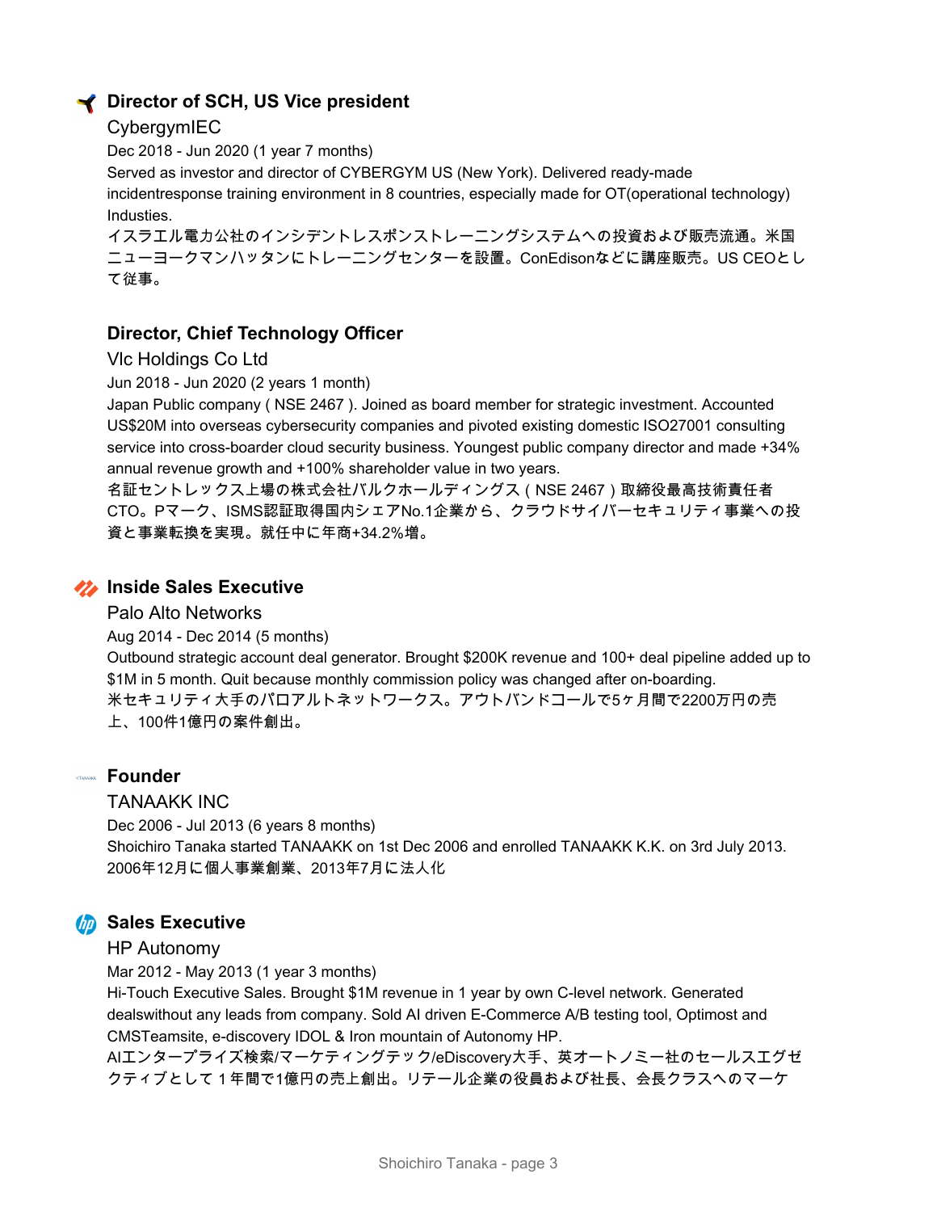### Director of SCH, US Vice president

CybergymIEC

Dec 2018 - Jun 2020 (1 year 7 months)

Served as investor and director of CYBERGYM US (New York). Delivered ready-made incidentresponse training environment in 8 countries, especially made for OT(operational technology) Industies.

イスラエル電力公社のインシデントレスポンストレーニングシステムへの投資および販売流通。米国ニューヨークマンハッタンにトレーニングセンターを設置。ConEdisonなどに講座販売。US CEOとして従事。

### Director, Chief Technology Officer

Vlc Holdings Co Ltd

Jun 2018 - Jun 2020 (2 years 1 month)

Japan Public company ( NSE 2467 ). Joined as board member for strategic investment. Accounted US$20M into overseas cybersecurity companies and pivoted existing domestic ISO27001 consulting service into cross-boarder cloud security business. Youngest public company director and made +34% annual revenue growth and +100% shareholder value in two years.

名証セントレックス上場の株式会社バルクホールディングス ( NSE 2467 ) 取締役最高技術責任者CTO。Pマーク、ISMS認証取得国内シェアNo.1企業から、クラウドサイバーセキュリティ事業への投資と事業転換を実現。就任中に年商+34.2%増。

### Inside Sales Executive

Palo Alto Networks

Aug 2014 - Dec 2014 (5 months)

Outbound strategic account deal generator. Brought $200K revenue and 100+ deal pipeline added up to $1M in 5 month. Quit because monthly commission policy was changed after on-boarding.

米セキュリティ大手のパロアルトネットワークス。アウトバンドコールで5ヶ月間で2200万円の売上、100件1億円の案件創出。

### Founder

TANAAKK INC

Dec 2006 - Jul 2013 (6 years 8 months)

Shoichiro Tanaka started TANAAKK on 1st Dec 2006 and enrolled TANAAKK K.K. on 3rd July 2013.

2006年12月に個人事業創業、2013年7月に法人化

### Sales Executive

HP Autonomy

Mar 2012 - May 2013 (1 year 3 months)

Hi-Touch Executive Sales. Brought $1M revenue in 1 year by own C-level network. Generated dealswithout any leads from company. Sold AI driven E-Commerce A/B testing tool, Optimost and CMSTeamsite, e-discovery IDOL & Iron mountain of Autonomy HP.

AIエンタープライズ検索/マーケティングテック/eDiscovery大手、英オートノミー社のセールスエグゼクティブとして１年間で1億円の売上創出。リテール企業の役員および社長、会長クラスへのマーケ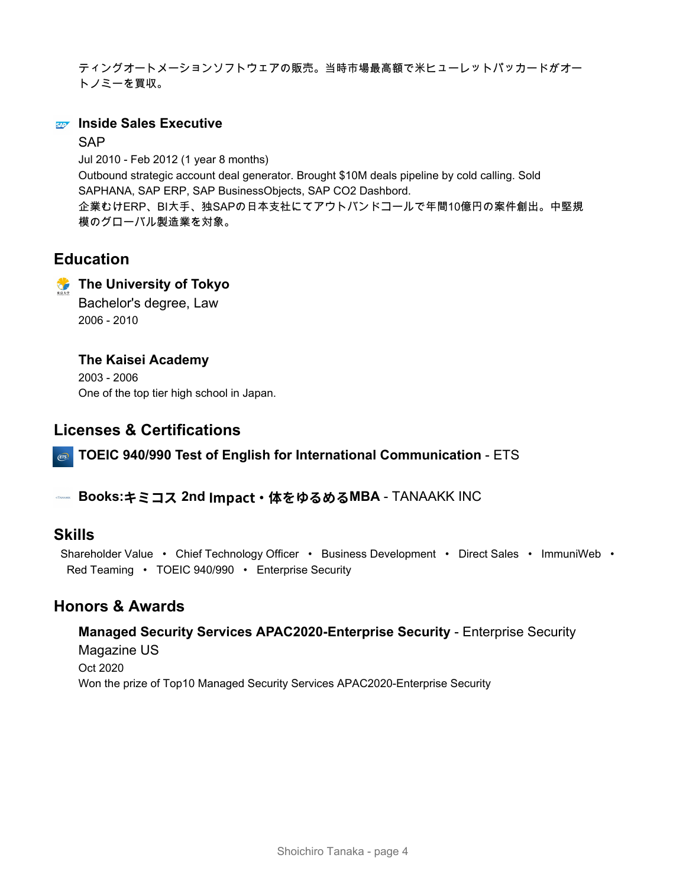ティングオートメーションソフトウェアの販売。当時市場最高額で米ヒューレットパッカードがオートノミーを買収。

### Inside Sales Executive

SAP

Jul 2010 - Feb 2012 (1 year 8 months)

Outbound strategic account deal generator. Brought $10M deals pipeline by cold calling. Sold SAPHANA, SAP ERP, SAP BusinessObjects, SAP CO2 Dashbord.

企業むけERP、BI大手、独SAPの日本支社にてアウトバンドコールで年間10億円の案件創出。中堅規模のグローバル製造業を対象。

## Education

### The University of Tokyo

Bachelor's degree, Law

2006 - 2010

### The Kaisei Academy

2003 - 2006

One of the top tier high school in Japan.

## Licenses & Certifications

**TOEIC 940/990 Test of English for International Communication** - ETS

**Books:キミコス 2nd Impact・体をゆるめるMBA** - TANAAKK INC

## Skills

Shareholder Value • Chief Technology Officer • Business Development • Direct Sales • ImmuniWeb • Red Teaming • TOEIC 940/990 • Enterprise Security

## Honors & Awards

**Managed Security Services APAC2020-Enterprise Security** - Enterprise Security Magazine US

Oct 2020

Won the prize of Top10 Managed Security Services APAC2020-Enterprise Security